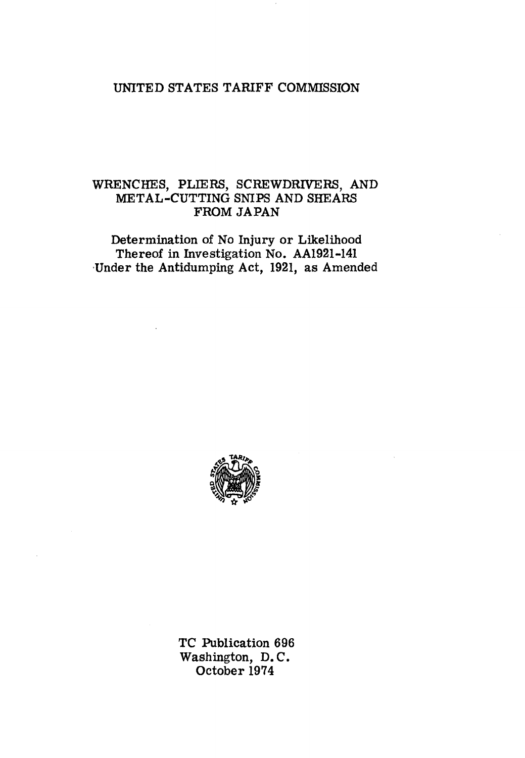# UNITED STATES TARIFF COMMISSION

## WRENCHES, PLIERS, SCREWDRIVERS, AND METAL-CUTTING SNIPS AND SHEARS FROM JAPAN

Determination of No Injury or Likelihood Thereof in Investigation No. AA1921-141 Under the Antidumping Act, 1921, as Amended

TC Publication 696
Washington, D. C.
October 1974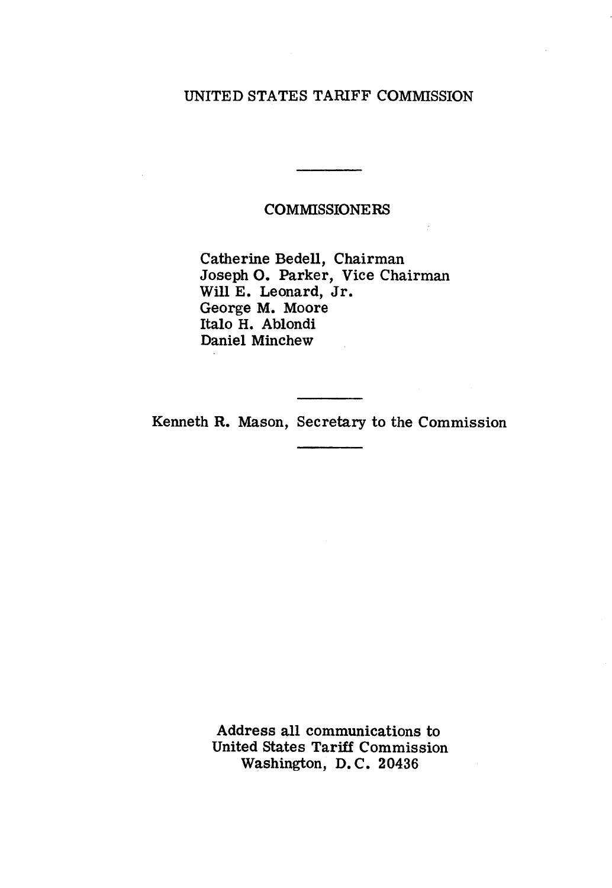UNITED STATES TARIFF COMMISSION

---

COMMISSIONERS

Catherine Bedell, Chairman
Joseph O. Parker, Vice Chairman
Will E. Leonard, Jr.
George M. Moore
Italo H. Ablondi
Daniel Minchew

---

Kenneth R. Mason, Secretary to the Commission

---

Address all communications to
United States Tariff Commission
Washington, D.C. 20436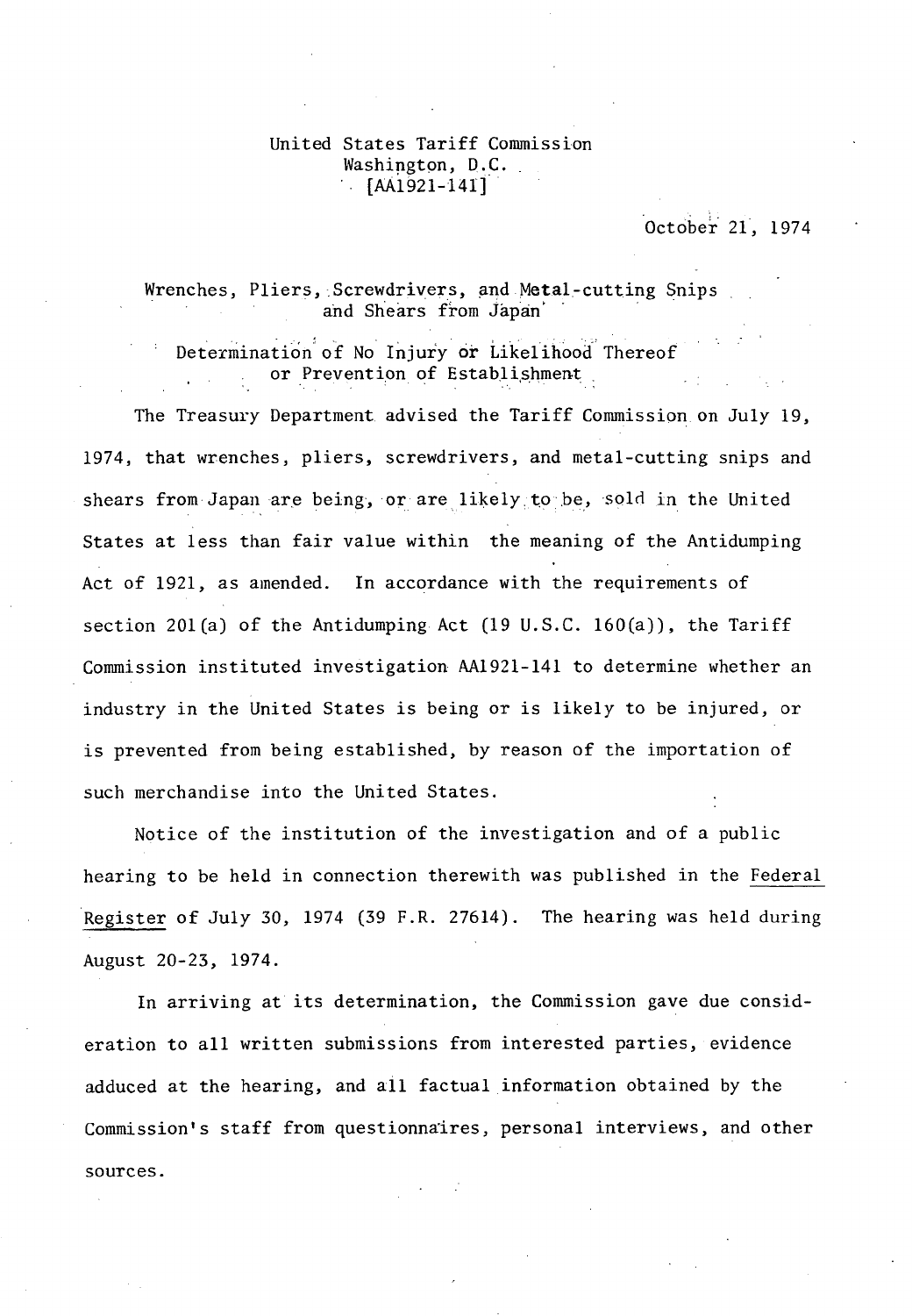United States Tariff Commission
Washington, D.C.
[AA1921-141]

October 21, 1974

## Wrenches, Pliers, Screwdrivers, and Metal-cutting Snips and Shears from Japan

### Determination of No Injury or Likelihood Thereof or Prevention of Establishment

The Treasury Department advised the Tariff Commission on July 19, 1974, that wrenches, pliers, screwdrivers, and metal-cutting snips and shears from Japan are being, or are likely to be, sold in the United States at less than fair value within the meaning of the Antidumping Act of 1921, as amended. In accordance with the requirements of section 201(a) of the Antidumping Act (19 U.S.C. 160(a)), the Tariff Commission instituted investigation AA1921-141 to determine whether an industry in the United States is being or is likely to be injured, or is prevented from being established, by reason of the importation of such merchandise into the United States.

Notice of the institution of the investigation and of a public hearing to be held in connection therewith was published in the Federal Register of July 30, 1974 (39 F.R. 27614). The hearing was held during August 20-23, 1974.

In arriving at its determination, the Commission gave due consideration to all written submissions from interested parties, evidence adduced at the hearing, and all factual information obtained by the Commission's staff from questionnaires, personal interviews, and other sources.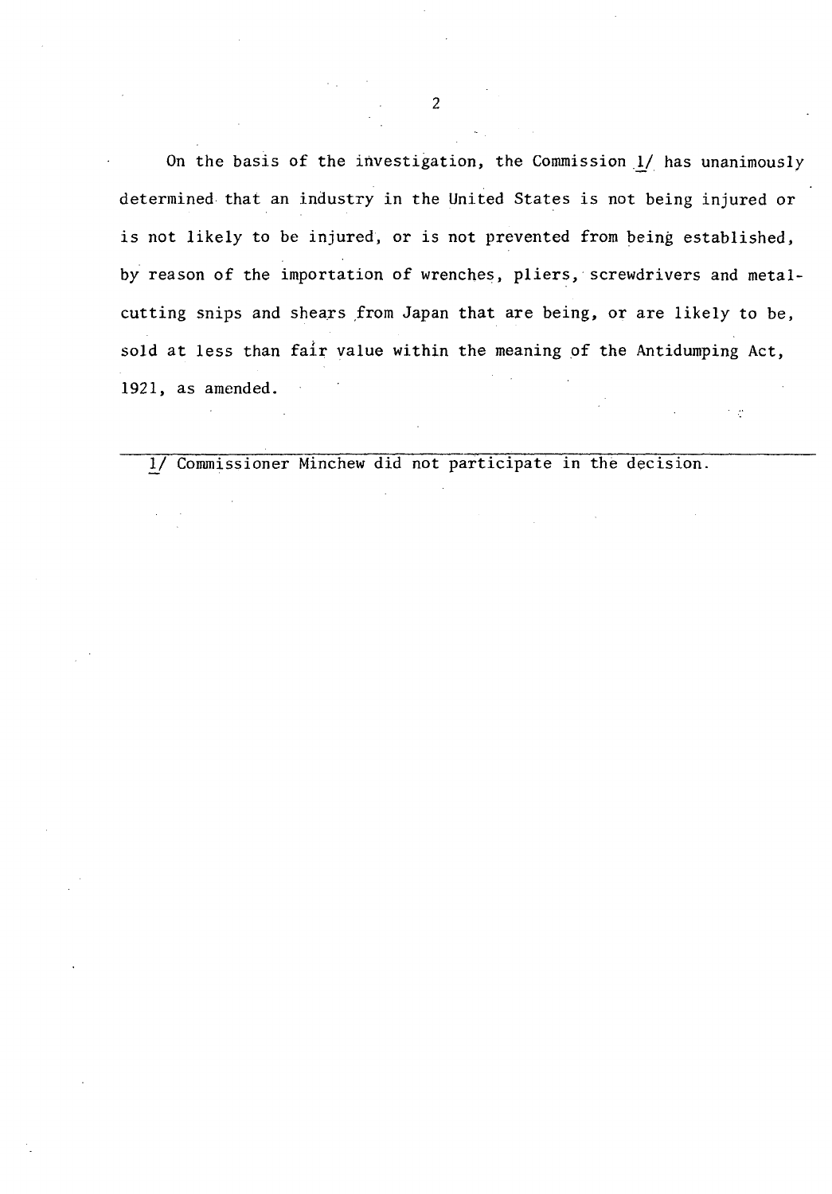On the basis of the investigation, the Commission 1/ has unanimously determined that an industry in the United States is not being injured or is not likely to be injured, or is not prevented from being established, by reason of the importation of wrenches, pliers, screwdrivers and metal-cutting snips and shears from Japan that are being, or are likely to be, sold at less than fair value within the meaning of the Antidumping Act, 1921, as amended.

---

1/ Commissioner Minchew did not participate in the decision.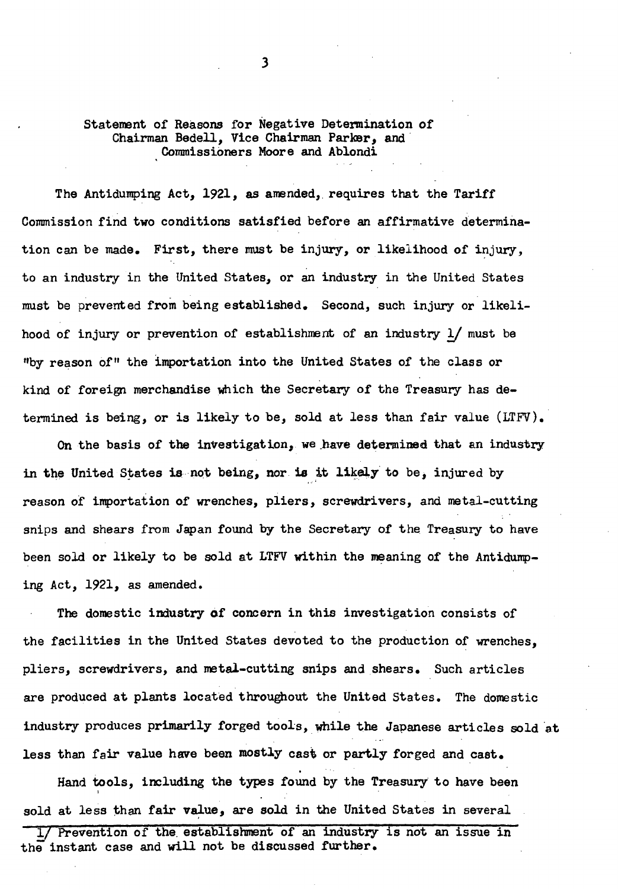## Statement of Reasons for Negative Determination of Chairman Bedell, Vice Chairman Parker, and Commissioners Moore and Ablondi

The Antidumping Act, 1921, as amended, requires that the Tariff Commission find two conditions satisfied before an affirmative determination can be made. First, there must be injury, or likelihood of injury, to an industry in the United States, or an industry in the United States must be prevented from being established. Second, such injury or likelihood of injury or prevention of establishment of an industry 1/ must be "by reason of" the importation into the United States of the class or kind of foreign merchandise which the Secretary of the Treasury has determined is being, or is likely to be, sold at less than fair value (LTFV).

On the basis of the investigation, we have determined that an industry in the United States is not being, nor is it likely to be, injured by reason of importation of wrenches, pliers, screwdrivers, and metal-cutting snips and shears from Japan found by the Secretary of the Treasury to have been sold or likely to be sold at LTFV within the meaning of the Antidumping Act, 1921, as amended.

The domestic industry of concern in this investigation consists of the facilities in the United States devoted to the production of wrenches, pliers, screwdrivers, and metal-cutting snips and shears. Such articles are produced at plants located throughout the United States. The domestic industry produces primarily forged tools, while the Japanese articles sold at less than fair value have been mostly cast or partly forged and cast.

Hand tools, including the types found by the Treasury to have been sold at less than fair value, are sold in the United States in several

---

1/ Prevention of the establishment of an industry is not an issue in the instant case and will not be discussed further.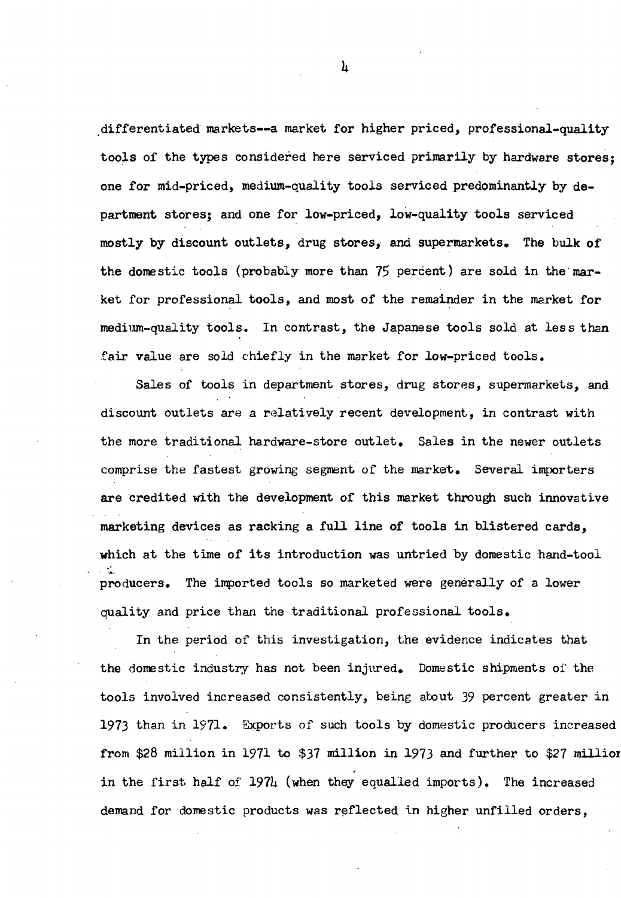differentiated markets--a market for higher priced, professional-quality tools of the types considered here serviced primarily by hardware stores; one for mid-priced, medium-quality tools serviced predominantly by department stores; and one for low-priced, low-quality tools serviced mostly by discount outlets, drug stores, and supermarkets. The bulk of the domestic tools (probably more than 75 percent) are sold in the market for professional tools, and most of the remainder in the market for medium-quality tools. In contrast, the Japanese tools sold at less than fair value are sold chiefly in the market for low-priced tools.

Sales of tools in department stores, drug stores, supermarkets, and discount outlets are a relatively recent development, in contrast with the more traditional hardware-store outlet. Sales in the newer outlets comprise the fastest growing segment of the market. Several importers are credited with the development of this market through such innovative marketing devices as racking a full line of tools in blistered cards, which at the time of its introduction was untried by domestic hand-tool producers. The imported tools so marketed were generally of a lower quality and price than the traditional professional tools.

In the period of this investigation, the evidence indicates that the domestic industry has not been injured. Domestic shipments of the tools involved increased consistently, being about 39 percent greater in 1973 than in 1971. Exports of such tools by domestic producers increased from $28 million in 1971 to $37 million in 1973 and further to $27 million in the first half of 1974 (when they equalled imports). The increased demand for domestic products was reflected in higher unfilled orders,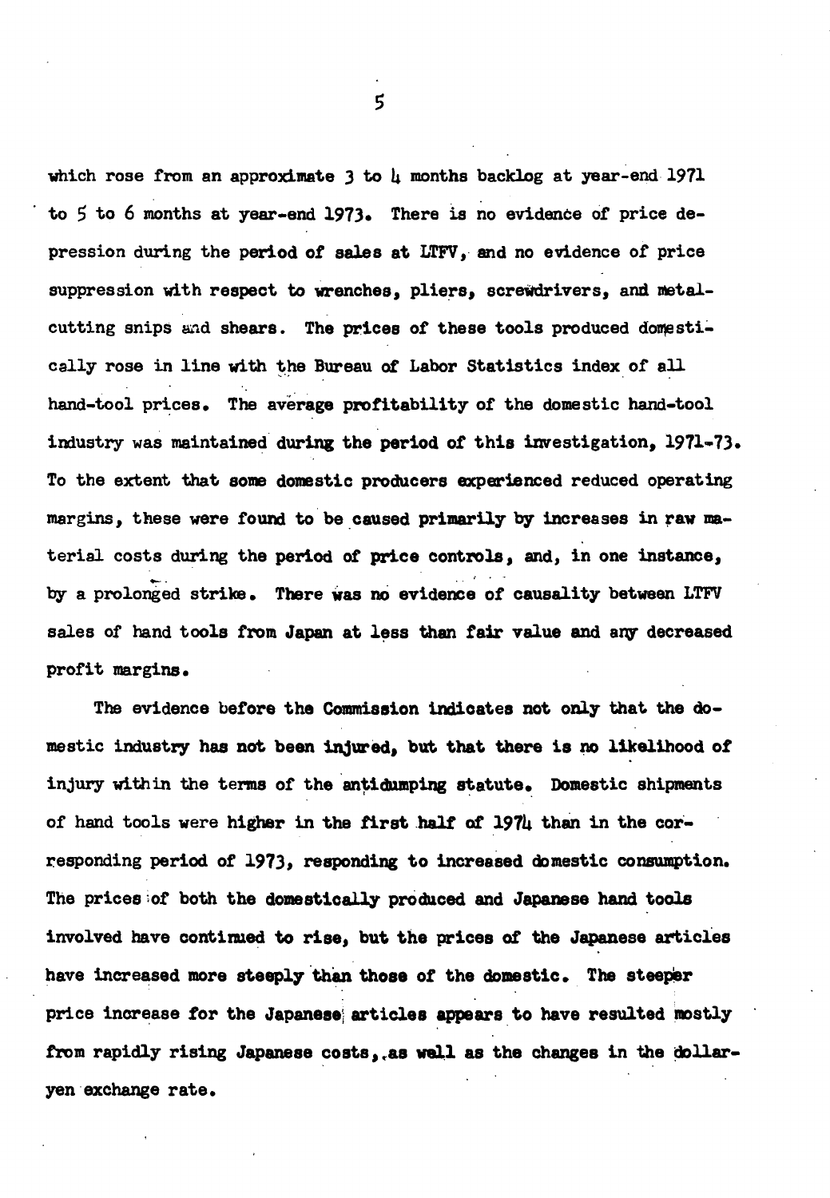which rose from an approximate 3 to 4 months backlog at year-end 1971 to 5 to 6 months at year-end 1973. There is no evidence of price depression during the period of sales at LTFV, and no evidence of price suppression with respect to wrenches, pliers, screwdrivers, and metal-cutting snips and shears. The prices of these tools produced domestically rose in line with the Bureau of Labor Statistics index of all hand-tool prices. The average profitability of the domestic hand-tool industry was maintained during the period of this investigation, 1971-73. To the extent that some domestic producers experienced reduced operating margins, these were found to be caused primarily by increases in raw material costs during the period of price controls, and, in one instance, by a prolonged strike. There was no evidence of causality between LTFV sales of hand tools from Japan at less than fair value and any decreased profit margins.

The evidence before the Commission indicates not only that the domestic industry has not been injured, but that there is no likelihood of injury within the terms of the antidumping statute. Domestic shipments of hand tools were higher in the first half of 1974 than in the corresponding period of 1973, responding to increased domestic consumption. The prices of both the domestically produced and Japanese hand tools involved have continued to rise, but the prices of the Japanese articles have increased more steeply than those of the domestic. The steeper price increase for the Japanese articles appears to have resulted mostly from rapidly rising Japanese costs, as well as the changes in the dollar-yen exchange rate.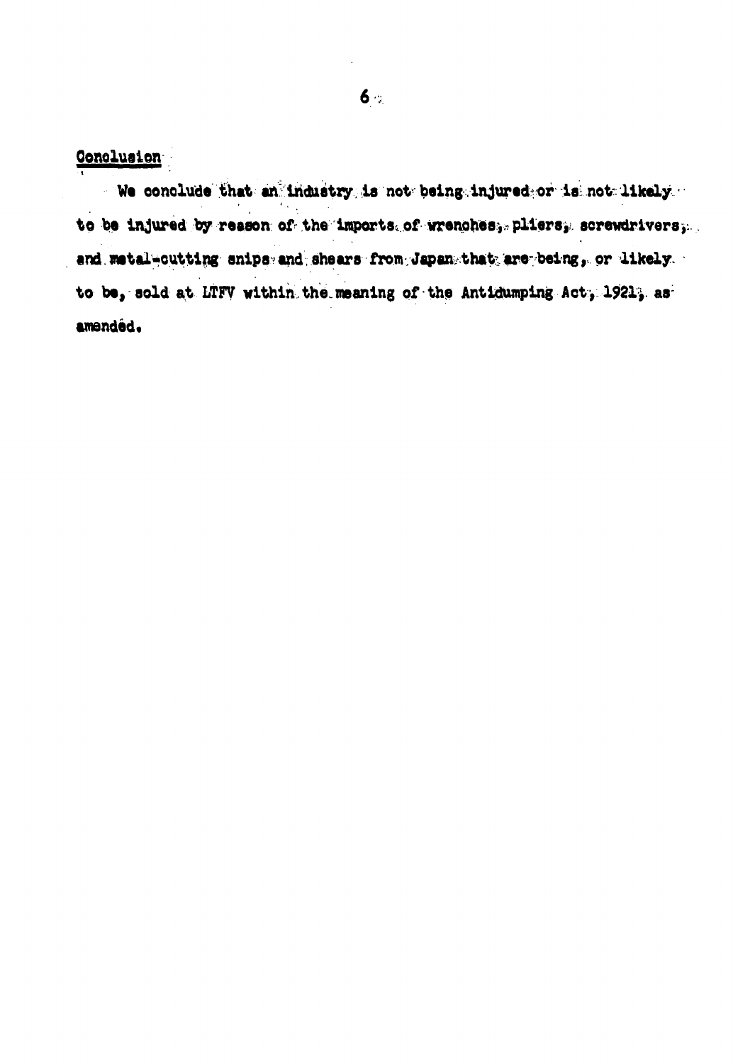## Conclusion

We conclude that an industry is not being injured or is not likely to be injured by reason of the imports of wrenches, pliers, screwdrivers, and metal-cutting snips and shears from Japan that are being, or likely to be, sold at LTFV within the meaning of the Antidumping Act, 1921, as amended.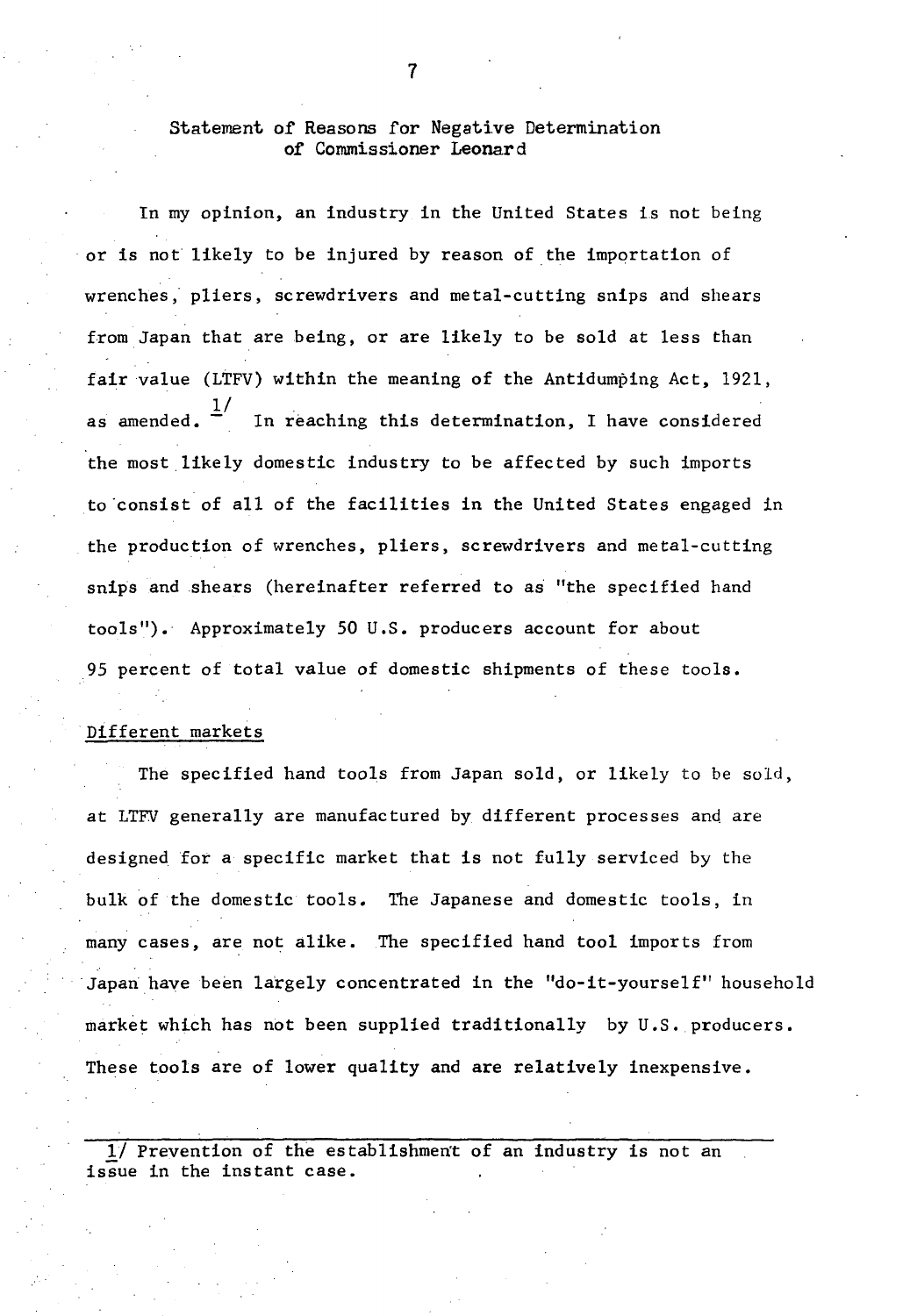## Statement of Reasons for Negative Determination of Commissioner Leonard

In my opinion, an industry in the United States is not being or is not likely to be injured by reason of the importation of wrenches, pliers, screwdrivers and metal-cutting snips and shears from Japan that are being, or are likely to be sold at less than fair value (LTFV) within the meaning of the Antidumping Act, 1921, as amended. [1] In reaching this determination, I have considered the most likely domestic industry to be affected by such imports to consist of all of the facilities in the United States engaged in the production of wrenches, pliers, screwdrivers and metal-cutting snips and shears (hereinafter referred to as "the specified hand tools"). Approximately 50 U.S. producers account for about 95 percent of total value of domestic shipments of these tools.

### Different markets

The specified hand tools from Japan sold, or likely to be sold, at LTFV generally are manufactured by different processes and are designed for a specific market that is not fully serviced by the bulk of the domestic tools. The Japanese and domestic tools, in many cases, are not alike. The specified hand tool imports from Japan have been largely concentrated in the "do-it-yourself" household market which has not been supplied traditionally by U.S. producers. These tools are of lower quality and are relatively inexpensive.

---

1/ Prevention of the establishment of an industry is not an issue in the instant case.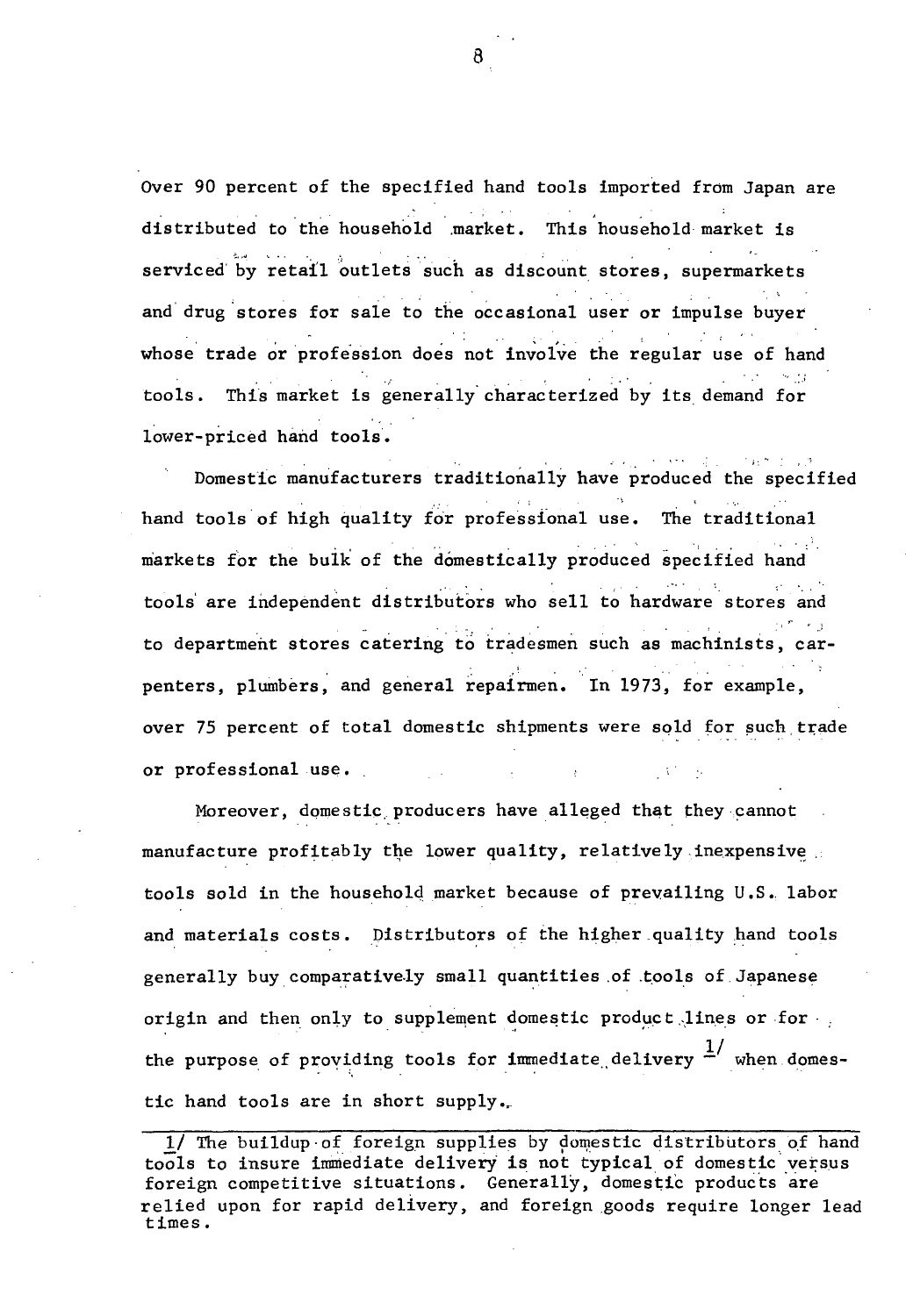Over 90 percent of the specified hand tools imported from Japan are distributed to the household market. This household market is serviced by retail outlets such as discount stores, supermarkets and drug stores for sale to the occasional user or impulse buyer whose trade or profession does not involve the regular use of hand tools. This market is generally characterized by its demand for lower-priced hand tools.

Domestic manufacturers traditionally have produced the specified hand tools of high quality for professional use. The traditional markets for the bulk of the domestically produced specified hand tools are independent distributors who sell to hardware stores and to department stores catering to tradesmen such as machinists, carpenters, plumbers, and general repairmen. In 1973, for example, over 75 percent of total domestic shipments were sold for such trade or professional use.

Moreover, domestic producers have alleged that they cannot manufacture profitably the lower quality, relatively inexpensive tools sold in the household market because of prevailing U.S. labor and materials costs. Distributors of the higher quality hand tools generally buy comparatively small quantities of tools of Japanese origin and then only to supplement domestic product lines or for the purpose of providing tools for immediate delivery [1/] when domestic hand tools are in short supply.

---

1/ The buildup of foreign supplies by domestic distributors of hand tools to insure immediate delivery is not typical of domestic versus foreign competitive situations. Generally, domestic products are relied upon for rapid delivery, and foreign goods require longer lead times.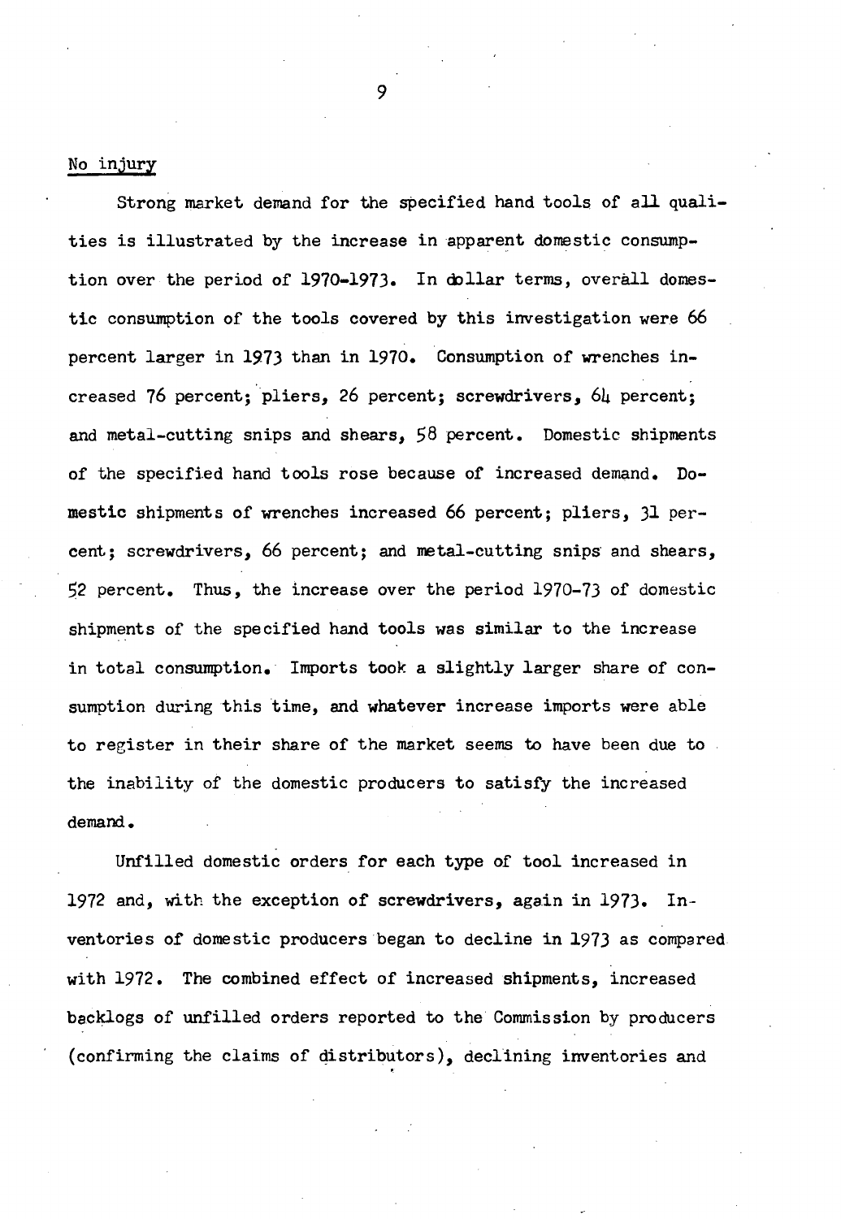No injury

Strong market demand for the specified hand tools of all qualities is illustrated by the increase in apparent domestic consumption over the period of 1970-1973. In dollar terms, overall domestic consumption of the tools covered by this investigation were 66 percent larger in 1973 than in 1970. Consumption of wrenches increased 76 percent; pliers, 26 percent; screwdrivers, 64 percent; and metal-cutting snips and shears, 58 percent. Domestic shipments of the specified hand tools rose because of increased demand. Domestic shipments of wrenches increased 66 percent; pliers, 31 percent; screwdrivers, 66 percent; and metal-cutting snips and shears, 52 percent. Thus, the increase over the period 1970-73 of domestic shipments of the specified hand tools was similar to the increase in total consumption. Imports took a slightly larger share of consumption during this time, and whatever increase imports were able to register in their share of the market seems to have been due to the inability of the domestic producers to satisfy the increased demand.

Unfilled domestic orders for each type of tool increased in 1972 and, with the exception of screwdrivers, again in 1973. Inventories of domestic producers began to decline in 1973 as compared with 1972. The combined effect of increased shipments, increased backlogs of unfilled orders reported to the Commission by producers (confirming the claims of distributors), declining inventories and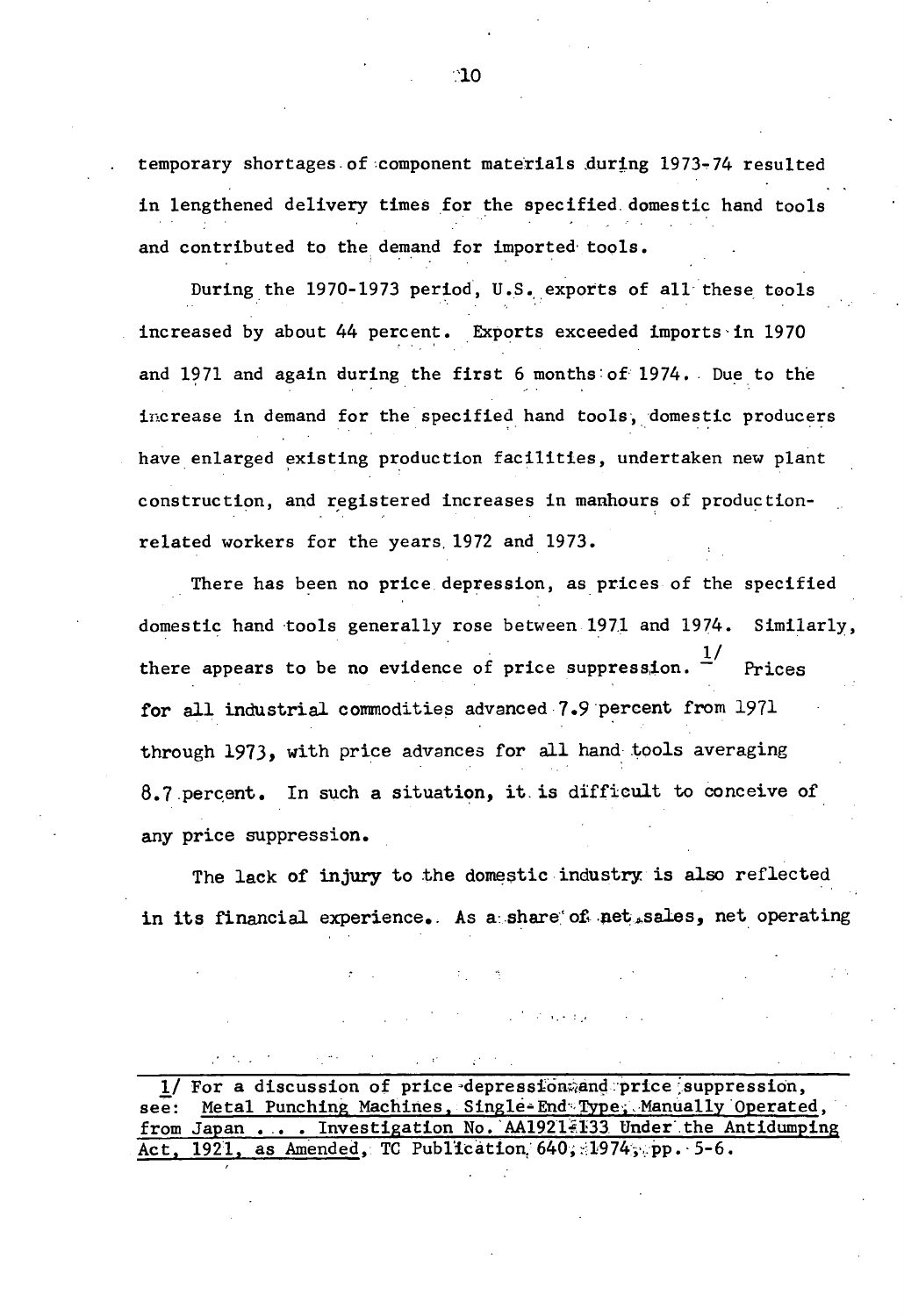temporary shortages of component materials during 1973-74 resulted in lengthened delivery times for the specified domestic hand tools and contributed to the demand for imported tools.

During the 1970-1973 period, U.S. exports of all these tools increased by about 44 percent. Exports exceeded imports in 1970 and 1971 and again during the first 6 months of 1974. Due to the increase in demand for the specified hand tools, domestic producers have enlarged existing production facilities, undertaken new plant construction, and registered increases in manhours of production-related workers for the years 1972 and 1973.

There has been no price depression, as prices of the specified domestic hand tools generally rose between 1971 and 1974. Similarly, there appears to be no evidence of price suppression. [1/] Prices for all industrial commodities advanced 7.9 percent from 1971 through 1973, with price advances for all hand tools averaging 8.7 percent. In such a situation, it is difficult to conceive of any price suppression.

The lack of injury to the domestic industry is also reflected in its financial experience. As a share of net sales, net operating

---

1/ For a discussion of price depression and price suppression, see: Metal Punching Machines, Single-End Type, Manually Operated, from Japan . . . Investigation No. AA1921-133 Under the Antidumping Act, 1921, as Amended, TC Publication 640, 1974, pp. 5-6.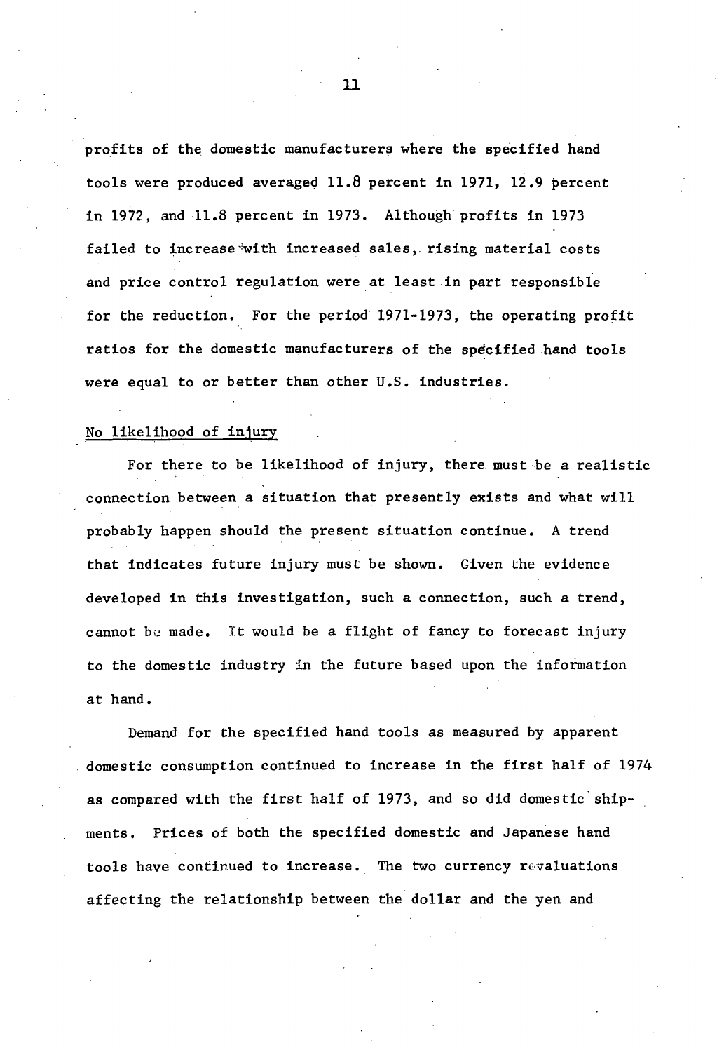profits of the domestic manufacturers where the specified hand tools were produced averaged 11.8 percent in 1971, 12.9 percent in 1972, and 11.8 percent in 1973. Although profits in 1973 failed to increase with increased sales, rising material costs and price control regulation were at least in part responsible for the reduction. For the period 1971-1973, the operating profit ratios for the domestic manufacturers of the specified hand tools were equal to or better than other U.S. industries.

No likelihood of injury

For there to be likelihood of injury, there must be a realistic connection between a situation that presently exists and what will probably happen should the present situation continue. A trend that indicates future injury must be shown. Given the evidence developed in this investigation, such a connection, such a trend, cannot be made. It would be a flight of fancy to forecast injury to the domestic industry in the future based upon the information at hand.

Demand for the specified hand tools as measured by apparent domestic consumption continued to increase in the first half of 1974 as compared with the first half of 1973, and so did domestic shipments. Prices of both the specified domestic and Japanese hand tools have continued to increase. The two currency revaluations affecting the relationship between the dollar and the yen and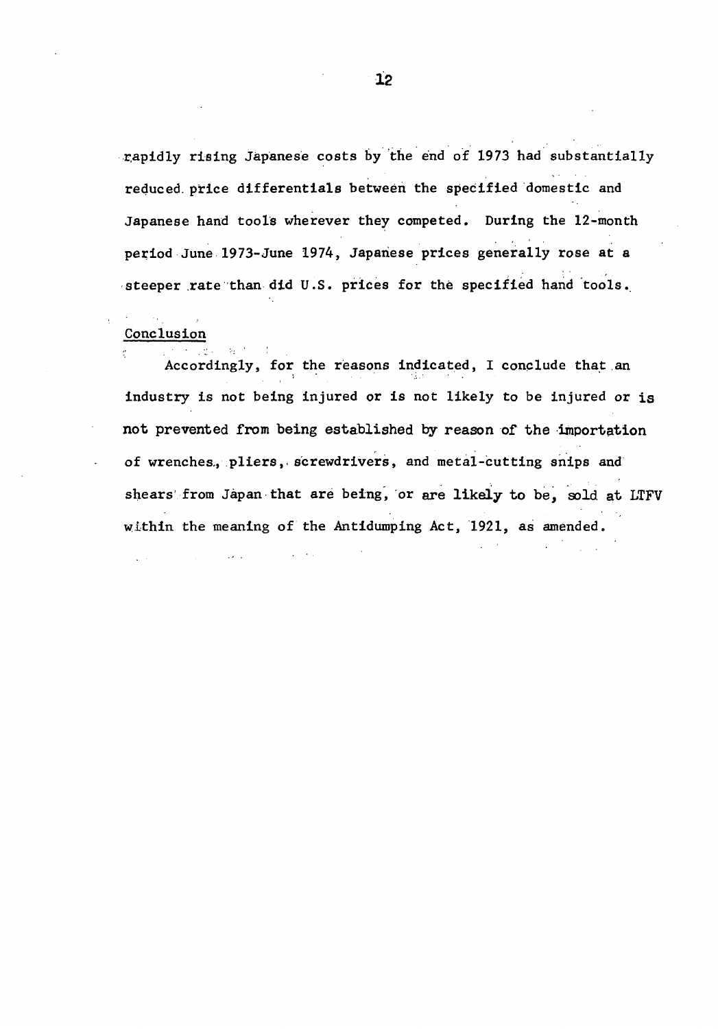rapidly rising Japanese costs by the end of 1973 had substantially reduced price differentials between the specified domestic and Japanese hand tools wherever they competed. During the 12-month period June 1973-June 1974, Japanese prices generally rose at a steeper rate than did U.S. prices for the specified hand tools.

## Conclusion

Accordingly, for the reasons indicated, I conclude that an industry is not being injured or is not likely to be injured or is not prevented from being established by reason of the importation of wrenches, pliers, screwdrivers, and metal-cutting snips and shears from Japan that are being, or are likely to be, sold at LTFV within the meaning of the Antidumping Act, 1921, as amended.